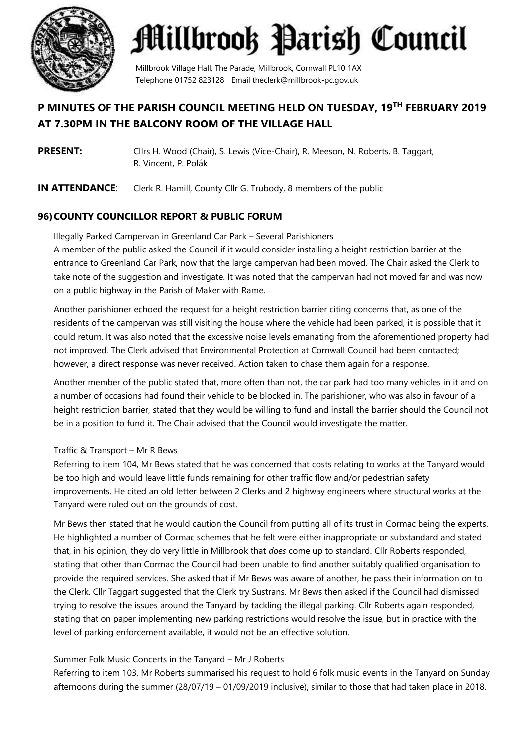# Millbrook Parish Council

Millbrook Village Hall, The Parade, Millbrook, Cornwall PL10 1AX
Telephone 01752 823128 Email theclerk@millbrook-pc.gov.uk

## P MINUTES OF THE PARISH COUNCIL MEETING HELD ON TUESDAY, 19TH FEBRUARY 2019 AT 7.30PM IN THE BALCONY ROOM OF THE VILLAGE HALL

**PRESENT:** Cllrs H. Wood (Chair), S. Lewis (Vice-Chair), R. Meeson, N. Roberts, B. Taggart, R. Vincent, P. Polák

**IN ATTENDANCE**: Clerk R. Hamill, County Cllr G. Trubody, 8 members of the public

### 96) COUNTY COUNCILLOR REPORT & PUBLIC FORUM

Illegally Parked Campervan in Greenland Car Park – Several Parishioners

A member of the public asked the Council if it would consider installing a height restriction barrier at the entrance to Greenland Car Park, now that the large campervan had been moved. The Chair asked the Clerk to take note of the suggestion and investigate. It was noted that the campervan had not moved far and was now on a public highway in the Parish of Maker with Rame.

Another parishioner echoed the request for a height restriction barrier citing concerns that, as one of the residents of the campervan was still visiting the house where the vehicle had been parked, it is possible that it could return. It was also noted that the excessive noise levels emanating from the aforementioned property had not improved. The Clerk advised that Environmental Protection at Cornwall Council had been contacted; however, a direct response was never received. Action taken to chase them again for a response.

Another member of the public stated that, more often than not, the car park had too many vehicles in it and on a number of occasions had found their vehicle to be blocked in. The parishioner, who was also in favour of a height restriction barrier, stated that they would be willing to fund and install the barrier should the Council not be in a position to fund it. The Chair advised that the Council would investigate the matter.

Traffic & Transport – Mr R Bews

Referring to item 104, Mr Bews stated that he was concerned that costs relating to works at the Tanyard would be too high and would leave little funds remaining for other traffic flow and/or pedestrian safety improvements. He cited an old letter between 2 Clerks and 2 highway engineers where structural works at the Tanyard were ruled out on the grounds of cost.

Mr Bews then stated that he would caution the Council from putting all of its trust in Cormac being the experts. He highlighted a number of Cormac schemes that he felt were either inappropriate or substandard and stated that, in his opinion, they do very little in Millbrook that *does* come up to standard. Cllr Roberts responded, stating that other than Cormac the Council had been unable to find another suitably qualified organisation to provide the required services. She asked that if Mr Bews was aware of another, he pass their information on to the Clerk. Cllr Taggart suggested that the Clerk try Sustrans. Mr Bews then asked if the Council had dismissed trying to resolve the issues around the Tanyard by tackling the illegal parking. Cllr Roberts again responded, stating that on paper implementing new parking restrictions would resolve the issue, but in practice with the level of parking enforcement available, it would not be an effective solution.

Summer Folk Music Concerts in the Tanyard – Mr J Roberts

Referring to item 103, Mr Roberts summarised his request to hold 6 folk music events in the Tanyard on Sunday afternoons during the summer (28/07/19 – 01/09/2019 inclusive), similar to those that had taken place in 2018.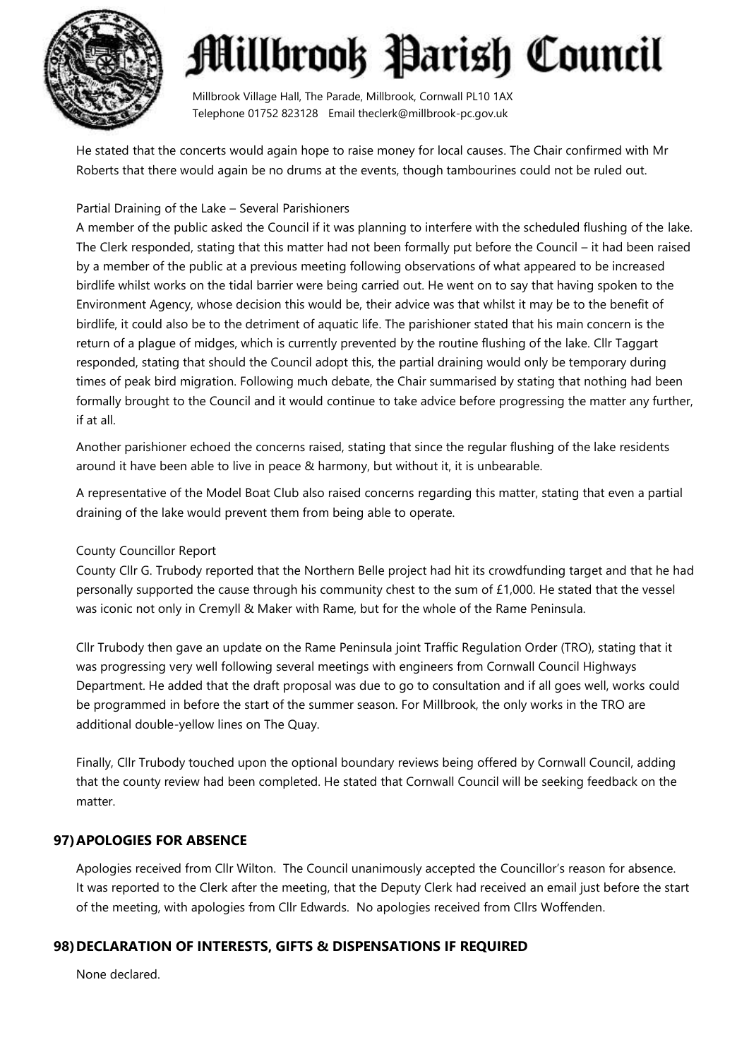He stated that the concerts would again hope to raise money for local causes. The Chair confirmed with Mr Roberts that there would again be no drums at the events, though tambourines could not be ruled out.

Partial Draining of the Lake – Several Parishioners

A member of the public asked the Council if it was planning to interfere with the scheduled flushing of the lake. The Clerk responded, stating that this matter had not been formally put before the Council – it had been raised by a member of the public at a previous meeting following observations of what appeared to be increased birdlife whilst works on the tidal barrier were being carried out. He went on to say that having spoken to the Environment Agency, whose decision this would be, their advice was that whilst it may be to the benefit of birdlife, it could also be to the detriment of aquatic life. The parishioner stated that his main concern is the return of a plague of midges, which is currently prevented by the routine flushing of the lake. Cllr Taggart responded, stating that should the Council adopt this, the partial draining would only be temporary during times of peak bird migration. Following much debate, the Chair summarised by stating that nothing had been formally brought to the Council and it would continue to take advice before progressing the matter any further, if at all.

Another parishioner echoed the concerns raised, stating that since the regular flushing of the lake residents around it have been able to live in peace & harmony, but without it, it is unbearable.

A representative of the Model Boat Club also raised concerns regarding this matter, stating that even a partial draining of the lake would prevent them from being able to operate.

County Councillor Report

County Cllr G. Trubody reported that the Northern Belle project had hit its crowdfunding target and that he had personally supported the cause through his community chest to the sum of £1,000. He stated that the vessel was iconic not only in Cremyll & Maker with Rame, but for the whole of the Rame Peninsula.

Cllr Trubody then gave an update on the Rame Peninsula joint Traffic Regulation Order (TRO), stating that it was progressing very well following several meetings with engineers from Cornwall Council Highways Department. He added that the draft proposal was due to go to consultation and if all goes well, works could be programmed in before the start of the summer season. For Millbrook, the only works in the TRO are additional double-yellow lines on The Quay.

Finally, Cllr Trubody touched upon the optional boundary reviews being offered by Cornwall Council, adding that the county review had been completed. He stated that Cornwall Council will be seeking feedback on the matter.

## 97) APOLOGIES FOR ABSENCE

Apologies received from Cllr Wilton. The Council unanimously accepted the Councillor's reason for absence. It was reported to the Clerk after the meeting, that the Deputy Clerk had received an email just before the start of the meeting, with apologies from Cllr Edwards. No apologies received from Cllrs Woffenden.

## 98) DECLARATION OF INTERESTS, GIFTS & DISPENSATIONS IF REQUIRED

None declared.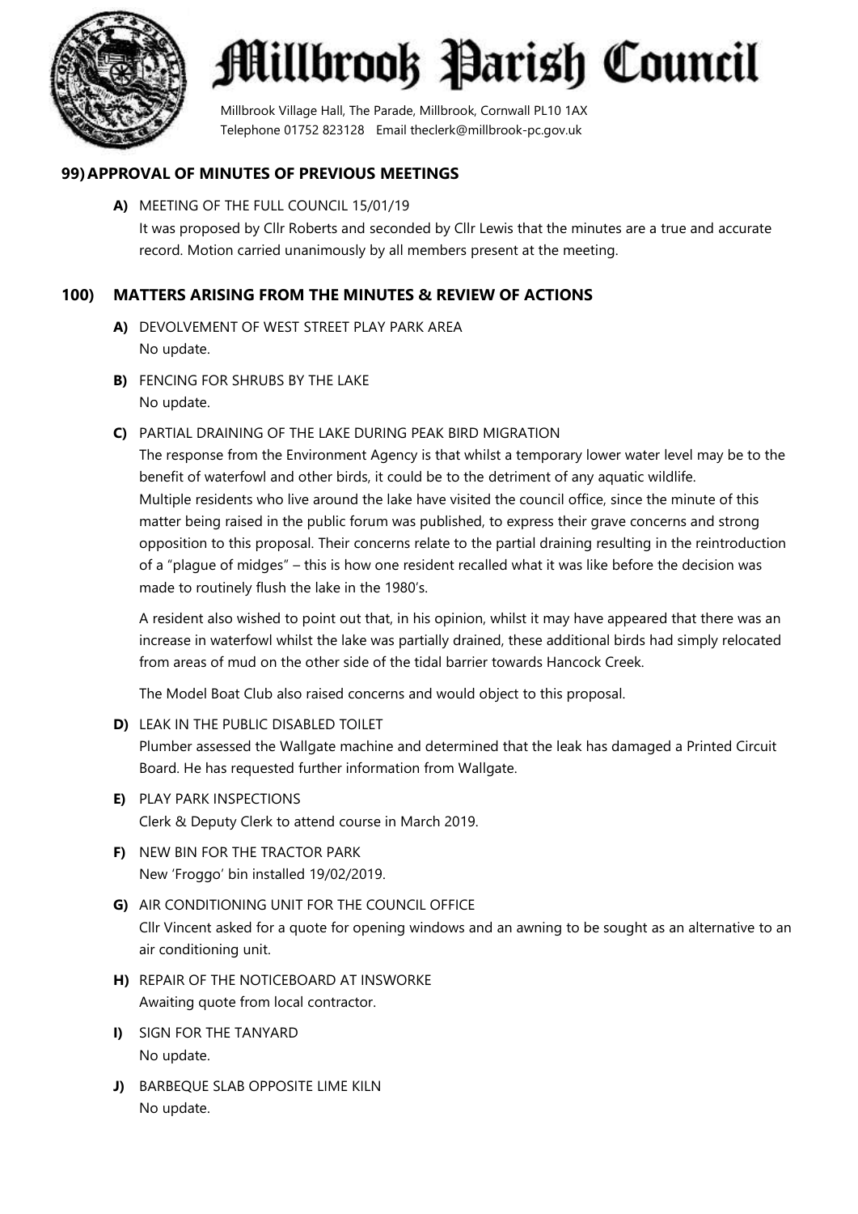## 99) APPROVAL OF MINUTES OF PREVIOUS MEETINGS

**A)** MEETING OF THE FULL COUNCIL 15/01/19

It was proposed by Cllr Roberts and seconded by Cllr Lewis that the minutes are a true and accurate record. Motion carried unanimously by all members present at the meeting.

## 100) MATTERS ARISING FROM THE MINUTES & REVIEW OF ACTIONS

**A)** DEVOLVEMENT OF WEST STREET PLAY PARK AREA

No update.

**B)** FENCING FOR SHRUBS BY THE LAKE

No update.

**C)** PARTIAL DRAINING OF THE LAKE DURING PEAK BIRD MIGRATION

The response from the Environment Agency is that whilst a temporary lower water level may be to the benefit of waterfowl and other birds, it could be to the detriment of any aquatic wildlife.

Multiple residents who live around the lake have visited the council office, since the minute of this matter being raised in the public forum was published, to express their grave concerns and strong opposition to this proposal. Their concerns relate to the partial draining resulting in the reintroduction of a "plague of midges" – this is how one resident recalled what it was like before the decision was made to routinely flush the lake in the 1980's.

A resident also wished to point out that, in his opinion, whilst it may have appeared that there was an increase in waterfowl whilst the lake was partially drained, these additional birds had simply relocated from areas of mud on the other side of the tidal barrier towards Hancock Creek.

The Model Boat Club also raised concerns and would object to this proposal.

**D)** LEAK IN THE PUBLIC DISABLED TOILET

Plumber assessed the Wallgate machine and determined that the leak has damaged a Printed Circuit Board. He has requested further information from Wallgate.

**E)** PLAY PARK INSPECTIONS

Clerk & Deputy Clerk to attend course in March 2019.

**F)** NEW BIN FOR THE TRACTOR PARK

New 'Froggo' bin installed 19/02/2019.

**G)** AIR CONDITIONING UNIT FOR THE COUNCIL OFFICE

Cllr Vincent asked for a quote for opening windows and an awning to be sought as an alternative to an air conditioning unit.

**H)** REPAIR OF THE NOTICEBOARD AT INSWORKE

Awaiting quote from local contractor.

**I)** SIGN FOR THE TANYARD

No update.

**J)** BARBEQUE SLAB OPPOSITE LIME KILN

No update.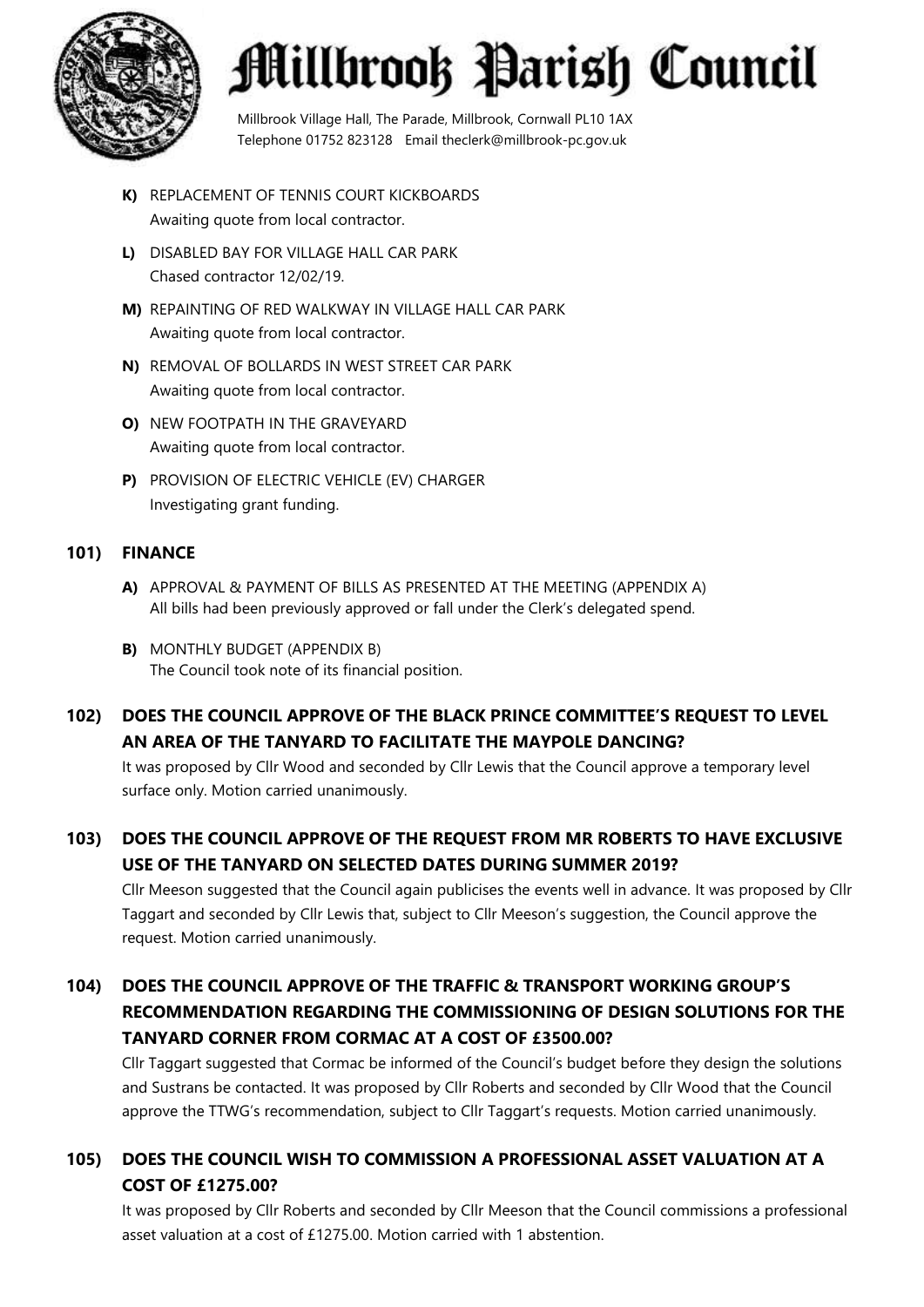- **K)** REPLACEMENT OF TENNIS COURT KICKBOARDS
  Awaiting quote from local contractor.
- **L)** DISABLED BAY FOR VILLAGE HALL CAR PARK
  Chased contractor 12/02/19.
- **M)** REPAINTING OF RED WALKWAY IN VILLAGE HALL CAR PARK
  Awaiting quote from local contractor.
- **N)** REMOVAL OF BOLLARDS IN WEST STREET CAR PARK
  Awaiting quote from local contractor.
- **O)** NEW FOOTPATH IN THE GRAVEYARD
  Awaiting quote from local contractor.
- **P)** PROVISION OF ELECTRIC VEHICLE (EV) CHARGER
  Investigating grant funding.

## 101) FINANCE

- **A)** APPROVAL & PAYMENT OF BILLS AS PRESENTED AT THE MEETING (APPENDIX A)
  All bills had been previously approved or fall under the Clerk's delegated spend.
- **B)** MONTHLY BUDGET (APPENDIX B)
  The Council took note of its financial position.

## 102) DOES THE COUNCIL APPROVE OF THE BLACK PRINCE COMMITTEE'S REQUEST TO LEVEL AN AREA OF THE TANYARD TO FACILITATE THE MAYPOLE DANCING?

It was proposed by Cllr Wood and seconded by Cllr Lewis that the Council approve a temporary level surface only. Motion carried unanimously.

## 103) DOES THE COUNCIL APPROVE OF THE REQUEST FROM MR ROBERTS TO HAVE EXCLUSIVE USE OF THE TANYARD ON SELECTED DATES DURING SUMMER 2019?

Cllr Meeson suggested that the Council again publicises the events well in advance. It was proposed by Cllr Taggart and seconded by Cllr Lewis that, subject to Cllr Meeson's suggestion, the Council approve the request. Motion carried unanimously.

## 104) DOES THE COUNCIL APPROVE OF THE TRAFFIC & TRANSPORT WORKING GROUP'S RECOMMENDATION REGARDING THE COMMISSIONING OF DESIGN SOLUTIONS FOR THE TANYARD CORNER FROM CORMAC AT A COST OF £3500.00?

Cllr Taggart suggested that Cormac be informed of the Council's budget before they design the solutions and Sustrans be contacted. It was proposed by Cllr Roberts and seconded by Cllr Wood that the Council approve the TTWG's recommendation, subject to Cllr Taggart's requests. Motion carried unanimously.

## 105) DOES THE COUNCIL WISH TO COMMISSION A PROFESSIONAL ASSET VALUATION AT A COST OF £1275.00?

It was proposed by Cllr Roberts and seconded by Cllr Meeson that the Council commissions a professional asset valuation at a cost of £1275.00. Motion carried with 1 abstention.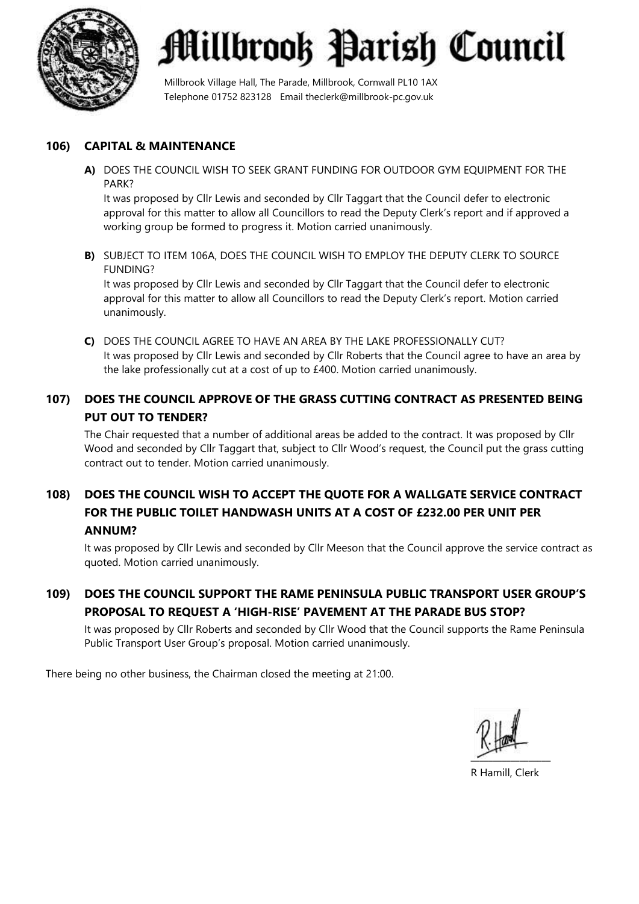## 106) CAPITAL & MAINTENANCE

**A)** DOES THE COUNCIL WISH TO SEEK GRANT FUNDING FOR OUTDOOR GYM EQUIPMENT FOR THE PARK?

It was proposed by Cllr Lewis and seconded by Cllr Taggart that the Council defer to electronic approval for this matter to allow all Councillors to read the Deputy Clerk's report and if approved a working group be formed to progress it. Motion carried unanimously.

**B)** SUBJECT TO ITEM 106A, DOES THE COUNCIL WISH TO EMPLOY THE DEPUTY CLERK TO SOURCE FUNDING?

It was proposed by Cllr Lewis and seconded by Cllr Taggart that the Council defer to electronic approval for this matter to allow all Councillors to read the Deputy Clerk's report. Motion carried unanimously.

**C)** DOES THE COUNCIL AGREE TO HAVE AN AREA BY THE LAKE PROFESSIONALLY CUT?

It was proposed by Cllr Lewis and seconded by Cllr Roberts that the Council agree to have an area by the lake professionally cut at a cost of up to £400. Motion carried unanimously.

## 107) DOES THE COUNCIL APPROVE OF THE GRASS CUTTING CONTRACT AS PRESENTED BEING PUT OUT TO TENDER?

The Chair requested that a number of additional areas be added to the contract. It was proposed by Cllr Wood and seconded by Cllr Taggart that, subject to Cllr Wood's request, the Council put the grass cutting contract out to tender. Motion carried unanimously.

## 108) DOES THE COUNCIL WISH TO ACCEPT THE QUOTE FOR A WALLGATE SERVICE CONTRACT FOR THE PUBLIC TOILET HANDWASH UNITS AT A COST OF £232.00 PER UNIT PER ANNUM?

It was proposed by Cllr Lewis and seconded by Cllr Meeson that the Council approve the service contract as quoted. Motion carried unanimously.

## 109) DOES THE COUNCIL SUPPORT THE RAME PENINSULA PUBLIC TRANSPORT USER GROUP'S PROPOSAL TO REQUEST A 'HIGH-RISE' PAVEMENT AT THE PARADE BUS STOP?

It was proposed by Cllr Roberts and seconded by Cllr Wood that the Council supports the Rame Peninsula Public Transport User Group's proposal. Motion carried unanimously.

There being no other business, the Chairman closed the meeting at 21:00.

R Hamill, Clerk